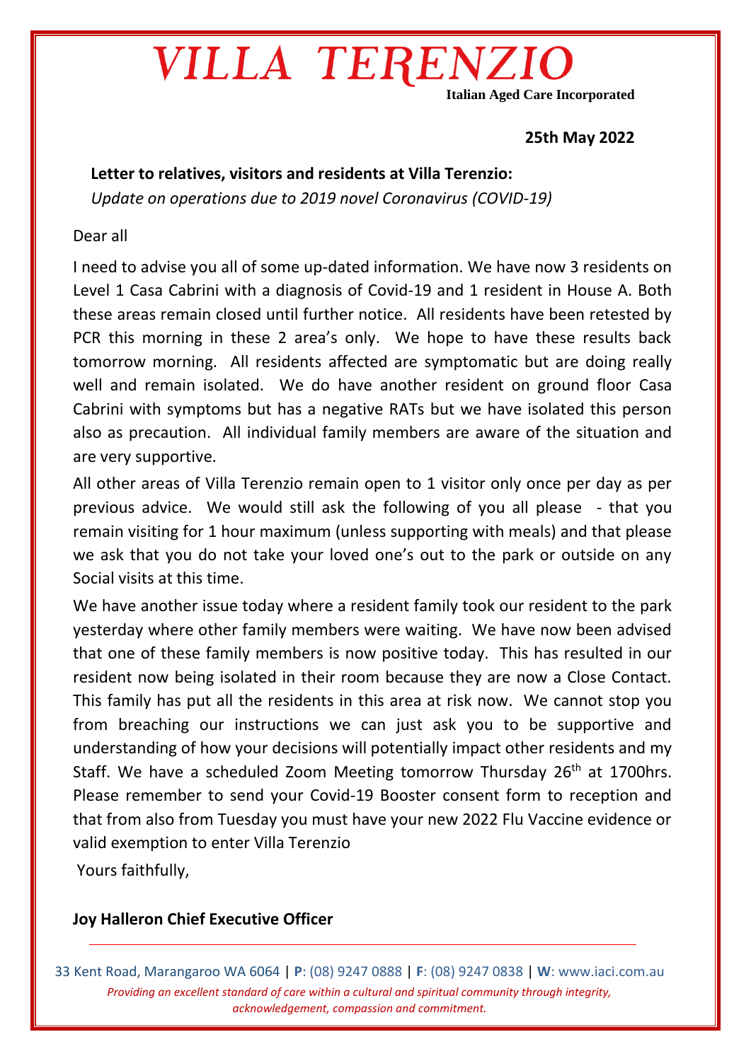# VILLA TERENZIO

**Italian Aged Care Incorporated**

**25th May 2022**

**Letter to relatives, visitors and residents at Villa Terenzio:**

*Update on operations due to 2019 novel Coronavirus (COVID-19)*

Dear all

I need to advise you all of some up-dated information. We have now 3 residents on Level 1 Casa Cabrini with a diagnosis of Covid-19 and 1 resident in House A. Both these areas remain closed until further notice. All residents have been retested by PCR this morning in these 2 area's only. We hope to have these results back tomorrow morning. All residents affected are symptomatic but are doing really well and remain isolated. We do have another resident on ground floor Casa Cabrini with symptoms but has a negative RATs but we have isolated this person also as precaution. All individual family members are aware of the situation and are very supportive.

All other areas of Villa Terenzio remain open to 1 visitor only once per day as per previous advice. We would still ask the following of you all please - that you remain visiting for 1 hour maximum (unless supporting with meals) and that please we ask that you do not take your loved one's out to the park or outside on any Social visits at this time.

We have another issue today where a resident family took our resident to the park yesterday where other family members were waiting. We have now been advised that one of these family members is now positive today. This has resulted in our resident now being isolated in their room because they are now a Close Contact. This family has put all the residents in this area at risk now. We cannot stop you from breaching our instructions we can just ask you to be supportive and understanding of how your decisions will potentially impact other residents and my Staff. We have a scheduled Zoom Meeting tomorrow Thursday 26th at 1700hrs. Please remember to send your Covid-19 Booster consent form to reception and that from also from Tuesday you must have your new 2022 Flu Vaccine evidence or valid exemption to enter Villa Terenzio

Yours faithfully,

**Joy Halleron Chief Executive Officer**

---

33 Kent Road, Marangaroo WA 6064 | **P**: (08) 9247 0888 | **F**: (08) 9247 0838 | **W**: www.iaci.com.au

*Providing an excellent standard of care within a cultural and spiritual community through integrity, acknowledgement, compassion and commitment.*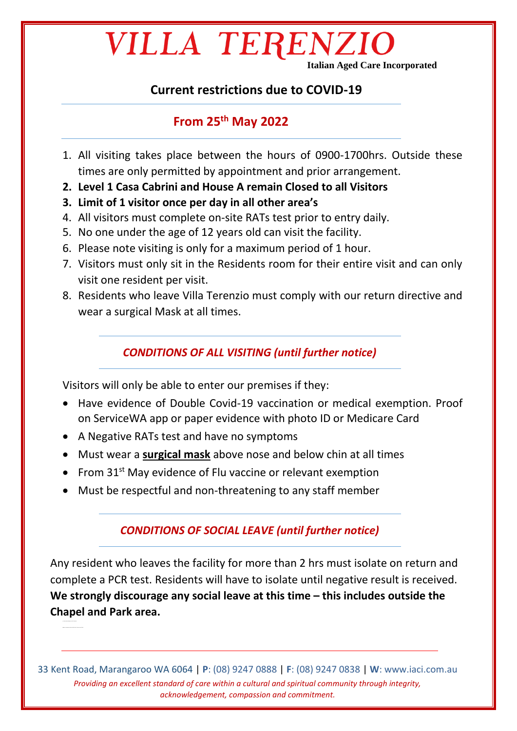# VILLA TERENZIO

**Italian Aged Care Incorporated**

## Current restrictions due to COVID-19

## From 25th May 2022

1. All visiting takes place between the hours of 0900-1700hrs. Outside these times are only permitted by appointment and prior arrangement.
2. **Level 1 Casa Cabrini and House A remain Closed to all Visitors**
3. **Limit of 1 visitor once per day in all other area's**
4. All visitors must complete on-site RATs test prior to entry daily.
5. No one under the age of 12 years old can visit the facility.
6. Please note visiting is only for a maximum period of 1 hour.
7. Visitors must only sit in the Residents room for their entire visit and can only visit one resident per visit.
8. Residents who leave Villa Terenzio must comply with our return directive and wear a surgical Mask at all times.

### *CONDITIONS OF ALL VISITING (until further notice)*

Visitors will only be able to enter our premises if they:

- Have evidence of Double Covid-19 vaccination or medical exemption. Proof on ServiceWA app or paper evidence with photo ID or Medicare Card
- A Negative RATs test and have no symptoms
- Must wear a **surgical mask** above nose and below chin at all times
- From 31st May evidence of Flu vaccine or relevant exemption
- Must be respectful and non-threatening to any staff member

### *CONDITIONS OF SOCIAL LEAVE (until further notice)*

Any resident who leaves the facility for more than 2 hrs must isolate on return and complete a PCR test. Residents will have to isolate until negative result is received. **We strongly discourage any social leave at this time – this includes outside the Chapel and Park area.**

33 Kent Road, Marangaroo WA 6064 | **P**: (08) 9247 0888 | **F**: (08) 9247 0838 | **W**: www.iaci.com.au

*Providing an excellent standard of care within a cultural and spiritual community through integrity, acknowledgement, compassion and commitment.*